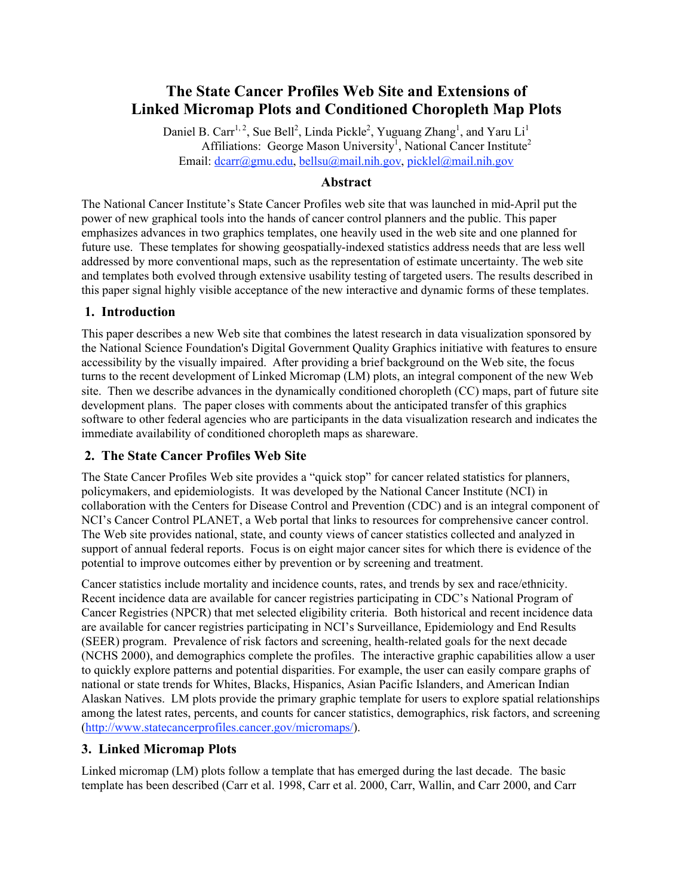# The State Cancer Profiles Web Site and Extensions of Linked Micromap Plots and Conditioned Choropleth Map Plots

Daniel B. Carr[1, 2], Sue Bell[2], Linda Pickle[2], Yuguang Zhang[1], and Yaru Li[1]

Affiliations: George Mason University[1], National Cancer Institute[2]

Email: dcarr@gmu.edu, bellsu@mail.nih.gov, picklel@mail.nih.gov

## Abstract

The National Cancer Institute's State Cancer Profiles web site that was launched in mid-April put the power of new graphical tools into the hands of cancer control planners and the public. This paper emphasizes advances in two graphics templates, one heavily used in the web site and one planned for future use. These templates for showing geospatially-indexed statistics address needs that are less well addressed by more conventional maps, such as the representation of estimate uncertainty. The web site and templates both evolved through extensive usability testing of targeted users. The results described in this paper signal highly visible acceptance of the new interactive and dynamic forms of these templates.

## 1. Introduction

This paper describes a new Web site that combines the latest research in data visualization sponsored by the National Science Foundation's Digital Government Quality Graphics initiative with features to ensure accessibility by the visually impaired. After providing a brief background on the Web site, the focus turns to the recent development of Linked Micromap (LM) plots, an integral component of the new Web site. Then we describe advances in the dynamically conditioned choropleth (CC) maps, part of future site development plans. The paper closes with comments about the anticipated transfer of this graphics software to other federal agencies who are participants in the data visualization research and indicates the immediate availability of conditioned choropleth maps as shareware.

## 2. The State Cancer Profiles Web Site

The State Cancer Profiles Web site provides a "quick stop" for cancer related statistics for planners, policymakers, and epidemiologists. It was developed by the National Cancer Institute (NCI) in collaboration with the Centers for Disease Control and Prevention (CDC) and is an integral component of NCI's Cancer Control PLANET, a Web portal that links to resources for comprehensive cancer control. The Web site provides national, state, and county views of cancer statistics collected and analyzed in support of annual federal reports. Focus is on eight major cancer sites for which there is evidence of the potential to improve outcomes either by prevention or by screening and treatment.

Cancer statistics include mortality and incidence counts, rates, and trends by sex and race/ethnicity. Recent incidence data are available for cancer registries participating in CDC's National Program of Cancer Registries (NPCR) that met selected eligibility criteria. Both historical and recent incidence data are available for cancer registries participating in NCI's Surveillance, Epidemiology and End Results (SEER) program. Prevalence of risk factors and screening, health-related goals for the next decade (NCHS 2000), and demographics complete the profiles. The interactive graphic capabilities allow a user to quickly explore patterns and potential disparities. For example, the user can easily compare graphs of national or state trends for Whites, Blacks, Hispanics, Asian Pacific Islanders, and American Indian Alaskan Natives. LM plots provide the primary graphic template for users to explore spatial relationships among the latest rates, percents, and counts for cancer statistics, demographics, risk factors, and screening (http://www.statecancerprofiles.cancer.gov/micromaps/).

## 3. Linked Micromap Plots

Linked micromap (LM) plots follow a template that has emerged during the last decade. The basic template has been described (Carr et al. 1998, Carr et al. 2000, Carr, Wallin, and Carr 2000, and Carr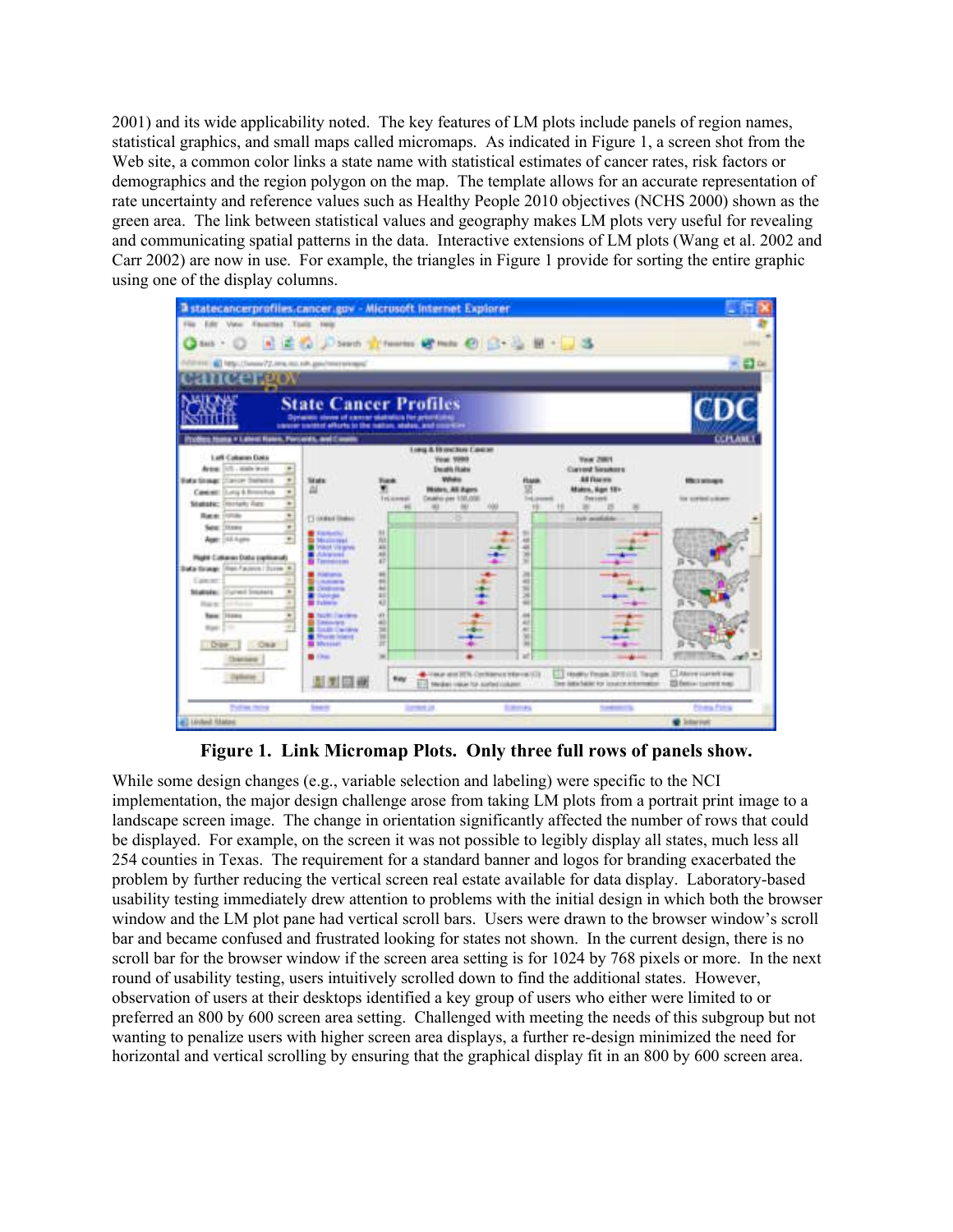2001) and its wide applicability noted. The key features of LM plots include panels of region names, statistical graphics, and small maps called micromaps. As indicated in Figure 1, a screen shot from the Web site, a common color links a state name with statistical estimates of cancer rates, risk factors or demographics and the region polygon on the map. The template allows for an accurate representation of rate uncertainty and reference values such as Healthy People 2010 objectives (NCHS 2000) shown as the green area. The link between statistical values and geography makes LM plots very useful for revealing and communicating spatial patterns in the data. Interactive extensions of LM plots (Wang et al. 2002 and Carr 2002) are now in use. For example, the triangles in Figure 1 provide for sorting the entire graphic using one of the display columns.

**Figure 1. Link Micromap Plots. Only three full rows of panels show.**

While some design changes (e.g., variable selection and labeling) were specific to the NCI implementation, the major design challenge arose from taking LM plots from a portrait print image to a landscape screen image. The change in orientation significantly affected the number of rows that could be displayed. For example, on the screen it was not possible to legibly display all states, much less all 254 counties in Texas. The requirement for a standard banner and logos for branding exacerbated the problem by further reducing the vertical screen real estate available for data display. Laboratory-based usability testing immediately drew attention to problems with the initial design in which both the browser window and the LM plot pane had vertical scroll bars. Users were drawn to the browser window's scroll bar and became confused and frustrated looking for states not shown. In the current design, there is no scroll bar for the browser window if the screen area setting is for 1024 by 768 pixels or more. In the next round of usability testing, users intuitively scrolled down to find the additional states. However, observation of users at their desktops identified a key group of users who either were limited to or preferred an 800 by 600 screen area setting. Challenged with meeting the needs of this subgroup but not wanting to penalize users with higher screen area displays, a further re-design minimized the need for horizontal and vertical scrolling by ensuring that the graphical display fit in an 800 by 600 screen area.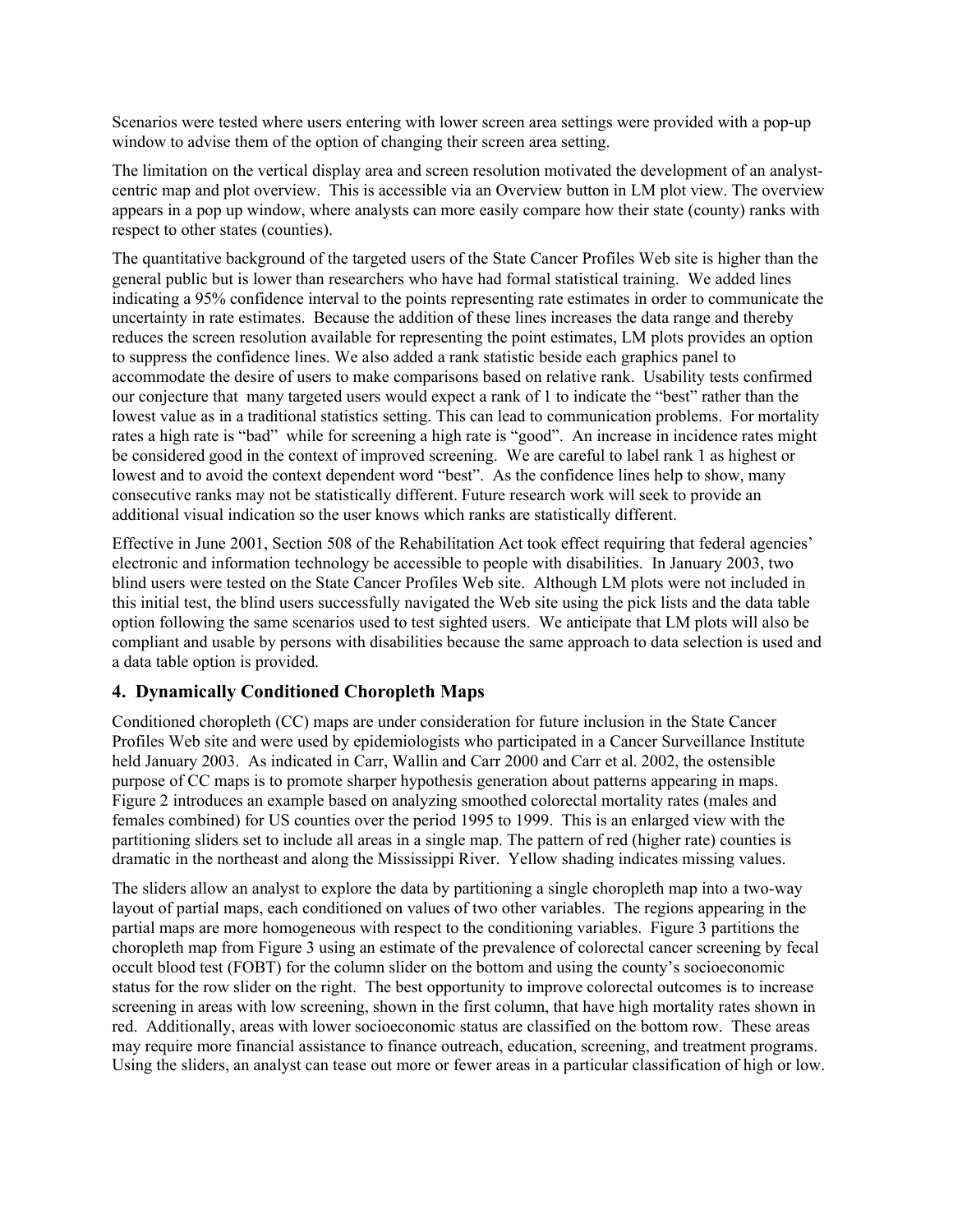Scenarios were tested where users entering with lower screen area settings were provided with a pop-up window to advise them of the option of changing their screen area setting.

The limitation on the vertical display area and screen resolution motivated the development of an analyst-centric map and plot overview. This is accessible via an Overview button in LM plot view. The overview appears in a pop up window, where analysts can more easily compare how their state (county) ranks with respect to other states (counties).

The quantitative background of the targeted users of the State Cancer Profiles Web site is higher than the general public but is lower than researchers who have had formal statistical training. We added lines indicating a 95% confidence interval to the points representing rate estimates in order to communicate the uncertainty in rate estimates. Because the addition of these lines increases the data range and thereby reduces the screen resolution available for representing the point estimates, LM plots provides an option to suppress the confidence lines. We also added a rank statistic beside each graphics panel to accommodate the desire of users to make comparisons based on relative rank. Usability tests confirmed our conjecture that many targeted users would expect a rank of 1 to indicate the "best" rather than the lowest value as in a traditional statistics setting. This can lead to communication problems. For mortality rates a high rate is "bad" while for screening a high rate is "good". An increase in incidence rates might be considered good in the context of improved screening. We are careful to label rank 1 as highest or lowest and to avoid the context dependent word "best". As the confidence lines help to show, many consecutive ranks may not be statistically different. Future research work will seek to provide an additional visual indication so the user knows which ranks are statistically different.

Effective in June 2001, Section 508 of the Rehabilitation Act took effect requiring that federal agencies' electronic and information technology be accessible to people with disabilities. In January 2003, two blind users were tested on the State Cancer Profiles Web site. Although LM plots were not included in this initial test, the blind users successfully navigated the Web site using the pick lists and the data table option following the same scenarios used to test sighted users. We anticipate that LM plots will also be compliant and usable by persons with disabilities because the same approach to data selection is used and a data table option is provided.

## 4. Dynamically Conditioned Choropleth Maps

Conditioned choropleth (CC) maps are under consideration for future inclusion in the State Cancer Profiles Web site and were used by epidemiologists who participated in a Cancer Surveillance Institute held January 2003. As indicated in Carr, Wallin and Carr 2000 and Carr et al. 2002, the ostensible purpose of CC maps is to promote sharper hypothesis generation about patterns appearing in maps. Figure 2 introduces an example based on analyzing smoothed colorectal mortality rates (males and females combined) for US counties over the period 1995 to 1999. This is an enlarged view with the partitioning sliders set to include all areas in a single map. The pattern of red (higher rate) counties is dramatic in the northeast and along the Mississippi River. Yellow shading indicates missing values.

The sliders allow an analyst to explore the data by partitioning a single choropleth map into a two-way layout of partial maps, each conditioned on values of two other variables. The regions appearing in the partial maps are more homogeneous with respect to the conditioning variables. Figure 3 partitions the choropleth map from Figure 3 using an estimate of the prevalence of colorectal cancer screening by fecal occult blood test (FOBT) for the column slider on the bottom and using the county's socioeconomic status for the row slider on the right. The best opportunity to improve colorectal outcomes is to increase screening in areas with low screening, shown in the first column, that have high mortality rates shown in red. Additionally, areas with lower socioeconomic status are classified on the bottom row. These areas may require more financial assistance to finance outreach, education, screening, and treatment programs. Using the sliders, an analyst can tease out more or fewer areas in a particular classification of high or low.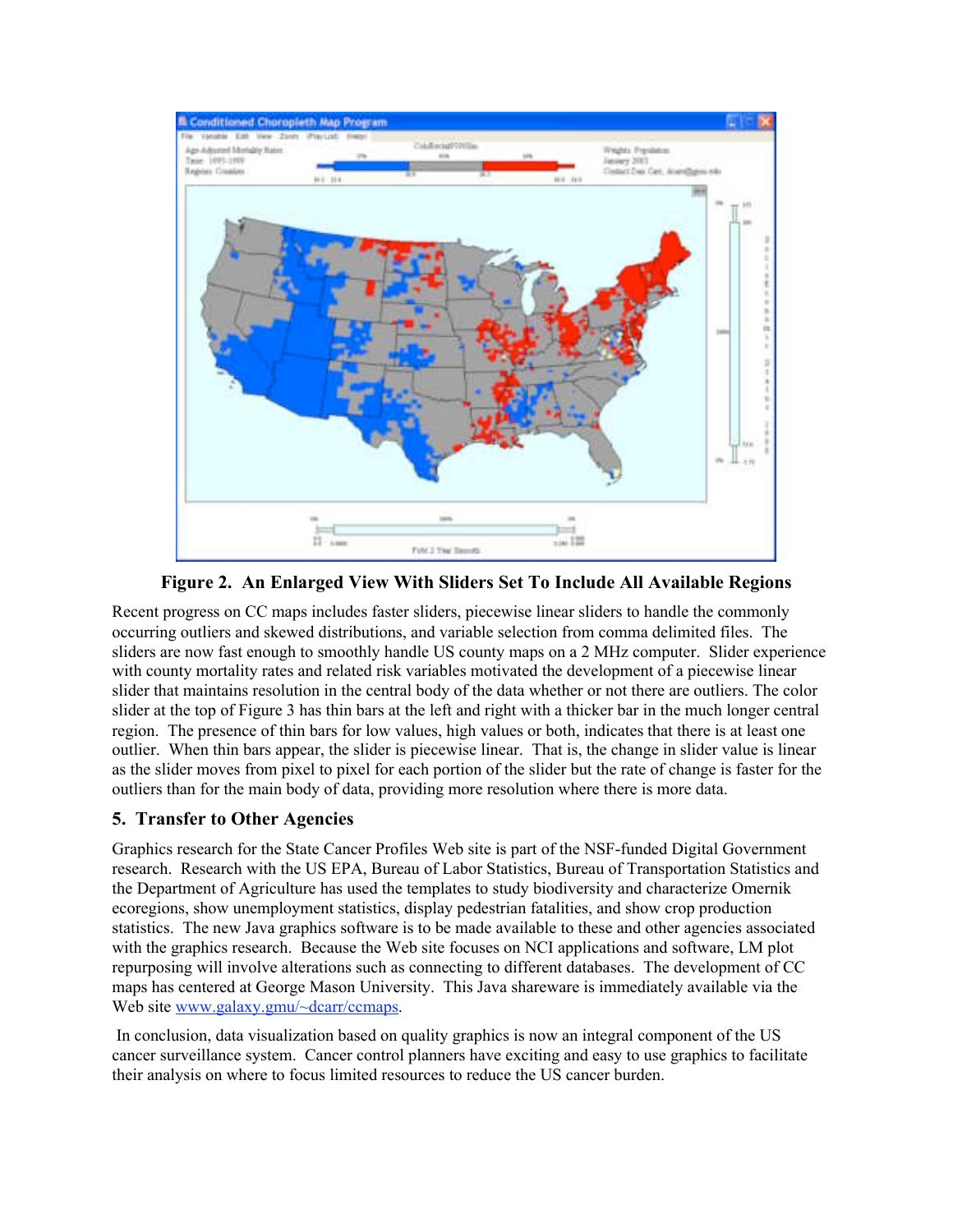**Figure 2. An Enlarged View With Sliders Set To Include All Available Regions**

Recent progress on CC maps includes faster sliders, piecewise linear sliders to handle the commonly occurring outliers and skewed distributions, and variable selection from comma delimited files. The sliders are now fast enough to smoothly handle US county maps on a 2 MHz computer. Slider experience with county mortality rates and related risk variables motivated the development of a piecewise linear slider that maintains resolution in the central body of the data whether or not there are outliers. The color slider at the top of Figure 3 has thin bars at the left and right with a thicker bar in the much longer central region. The presence of thin bars for low values, high values or both, indicates that there is at least one outlier. When thin bars appear, the slider is piecewise linear. That is, the change in slider value is linear as the slider moves from pixel to pixel for each portion of the slider but the rate of change is faster for the outliers than for the main body of data, providing more resolution where there is more data.

## 5. Transfer to Other Agencies

Graphics research for the State Cancer Profiles Web site is part of the NSF-funded Digital Government research. Research with the US EPA, Bureau of Labor Statistics, Bureau of Transportation Statistics and the Department of Agriculture has used the templates to study biodiversity and characterize Omernik ecoregions, show unemployment statistics, display pedestrian fatalities, and show crop production statistics. The new Java graphics software is to be made available to these and other agencies associated with the graphics research. Because the Web site focuses on NCI applications and software, LM plot repurposing will involve alterations such as connecting to different databases. The development of CC maps has centered at George Mason University. This Java shareware is immediately available via the Web site www.galaxy.gmu/~dcarr/ccmaps.

In conclusion, data visualization based on quality graphics is now an integral component of the US cancer surveillance system. Cancer control planners have exciting and easy to use graphics to facilitate their analysis on where to focus limited resources to reduce the US cancer burden.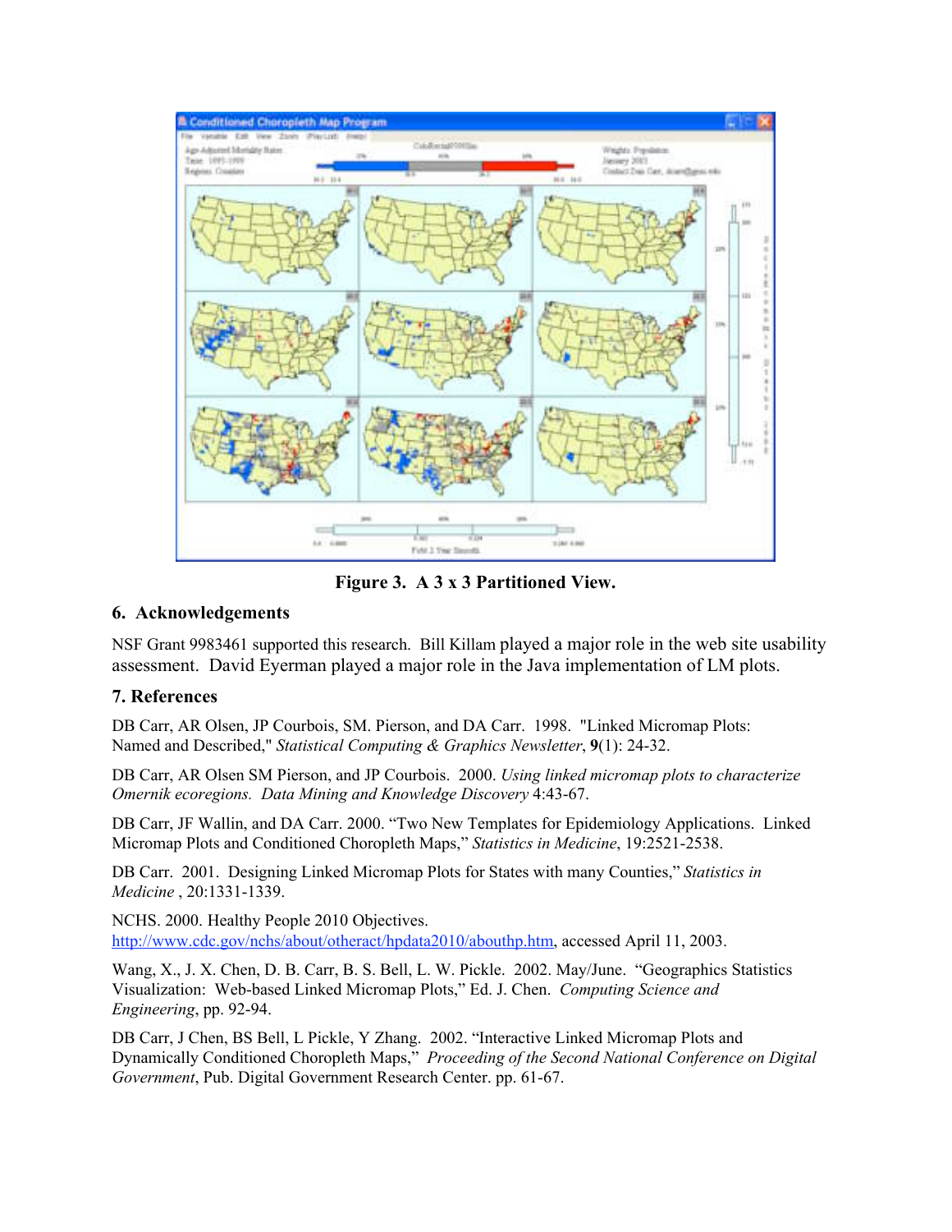Figure 3. A 3 x 3 Partitioned View.

## 6. Acknowledgements

NSF Grant 9983461 supported this research. Bill Killam played a major role in the web site usability assessment. David Eyerman played a major role in the Java implementation of LM plots.

## 7. References

DB Carr, AR Olsen, JP Courbois, SM. Pierson, and DA Carr. 1998. "Linked Micromap Plots: Named and Described," *Statistical Computing & Graphics Newsletter*, **9**(1): 24-32.

DB Carr, AR Olsen SM Pierson, and JP Courbois. 2000. *Using linked micromap plots to characterize Omernik ecoregions. Data Mining and Knowledge Discovery* 4:43-67.

DB Carr, JF Wallin, and DA Carr. 2000. "Two New Templates for Epidemiology Applications. Linked Micromap Plots and Conditioned Choropleth Maps," *Statistics in Medicine*, 19:2521-2538.

DB Carr. 2001. Designing Linked Micromap Plots for States with many Counties," *Statistics in Medicine* , 20:1331-1339.

NCHS. 2000. Healthy People 2010 Objectives. http://www.cdc.gov/nchs/about/otheract/hpdata2010/abouthp.htm, accessed April 11, 2003.

Wang, X., J. X. Chen, D. B. Carr, B. S. Bell, L. W. Pickle. 2002. May/June. "Geographics Statistics Visualization: Web-based Linked Micromap Plots," Ed. J. Chen. *Computing Science and Engineering*, pp. 92-94.

DB Carr, J Chen, BS Bell, L Pickle, Y Zhang. 2002. "Interactive Linked Micromap Plots and Dynamically Conditioned Choropleth Maps," *Proceeding of the Second National Conference on Digital Government*, Pub. Digital Government Research Center. pp. 61-67.